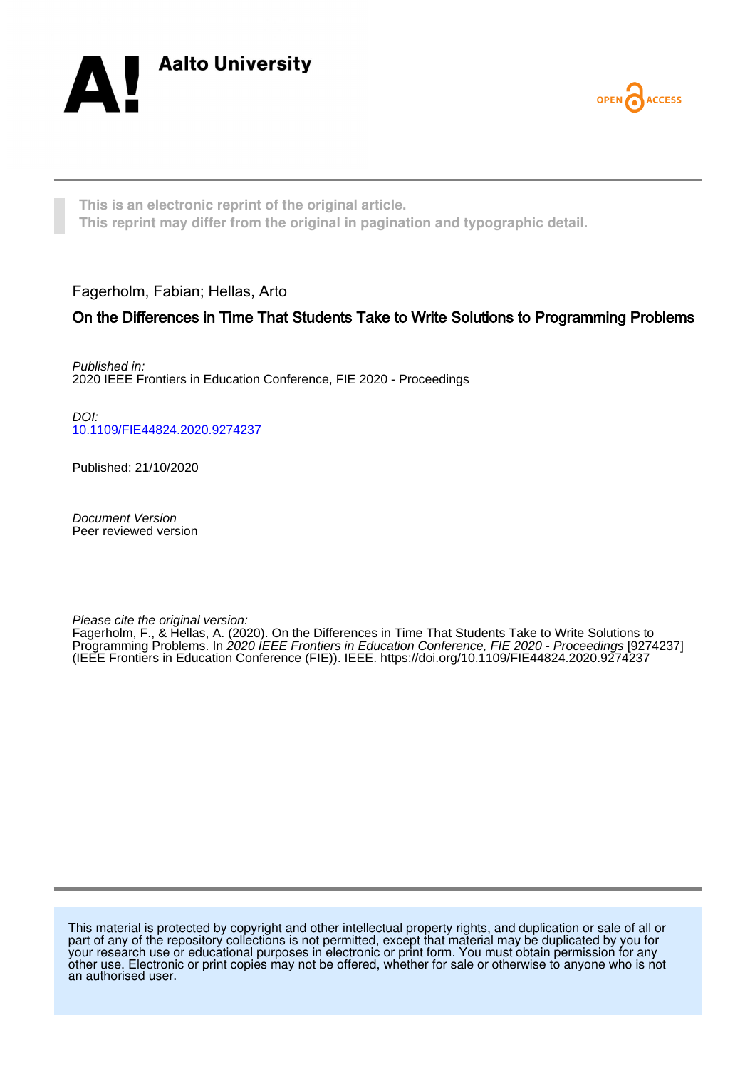Aalto University

OPEN ACCESS

This is an electronic reprint of the original article.
This reprint may differ from the original in pagination and typographic detail.

Fagerholm, Fabian; Hellas, Arto

# On the Differences in Time That Students Take to Write Solutions to Programming Problems

*Published in:*
2020 IEEE Frontiers in Education Conference, FIE 2020 - Proceedings

*DOI:*
10.1109/FIE44824.2020.9274237

Published: 21/10/2020

*Document Version*
Peer reviewed version

*Please cite the original version:*
Fagerholm, F., & Hellas, A. (2020). On the Differences in Time That Students Take to Write Solutions to Programming Problems. In *2020 IEEE Frontiers in Education Conference, FIE 2020 - Proceedings* [9274237] (IEEE Frontiers in Education Conference (FIE)). IEEE. https://doi.org/10.1109/FIE44824.2020.9274237

This material is protected by copyright and other intellectual property rights, and duplication or sale of all or part of any of the repository collections is not permitted, except that material may be duplicated by you for your research use or educational purposes in electronic or print form. You must obtain permission for any other use. Electronic or print copies may not be offered, whether for sale or otherwise to anyone who is not an authorised user.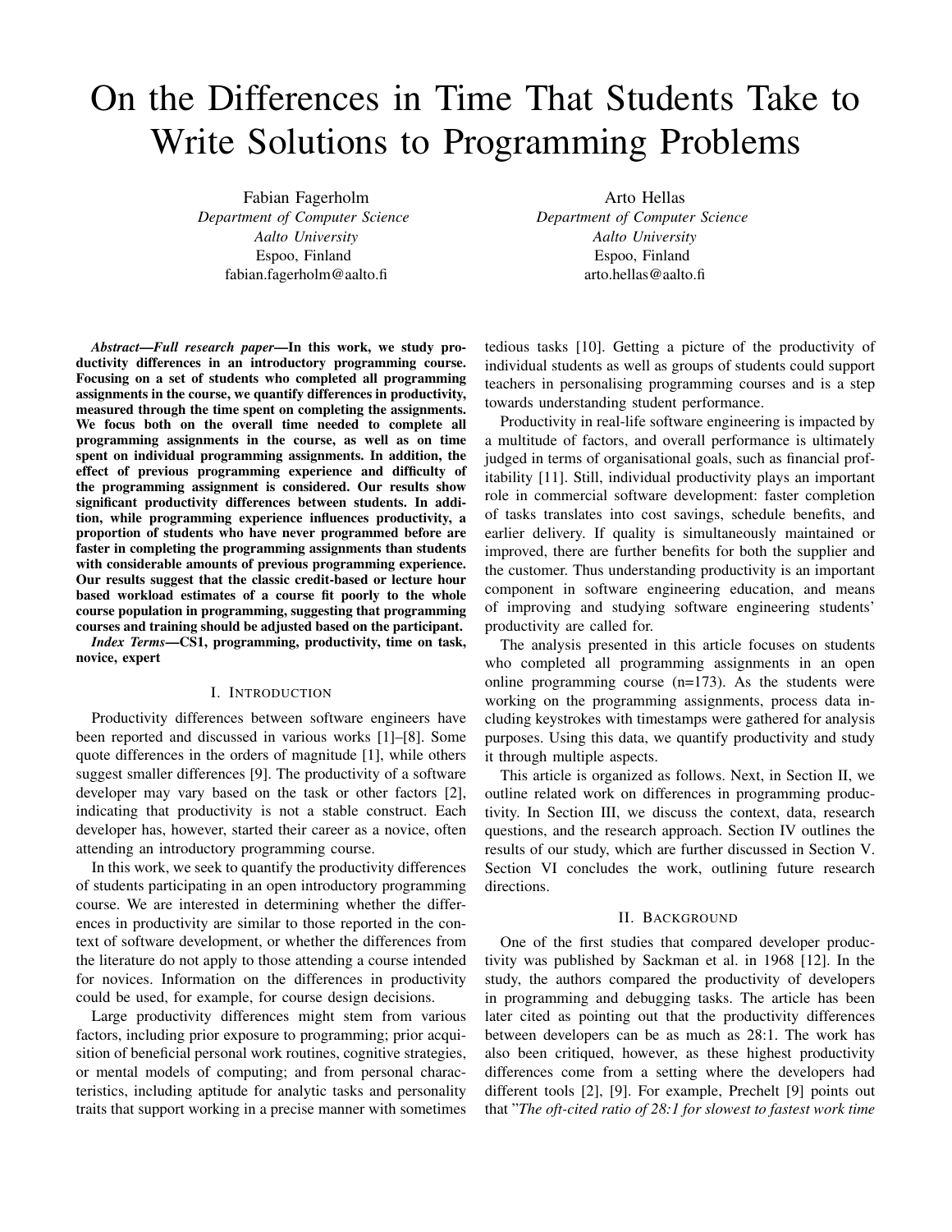# On the Differences in Time That Students Take to Write Solutions to Programming Problems

Fabian Fagerholm
*Department of Computer Science*
*Aalto University*
Espoo, Finland
fabian.fagerholm@aalto.fi

Arto Hellas
*Department of Computer Science*
*Aalto University*
Espoo, Finland
arto.hellas@aalto.fi

***Abstract*—*Full research paper*—In this work, we study productivity differences in an introductory programming course. Focusing on a set of students who completed all programming assignments in the course, we quantify differences in productivity, measured through the time spent on completing the assignments. We focus both on the overall time needed to complete all programming assignments in the course, as well as on time spent on individual programming assignments. In addition, the effect of previous programming experience and difficulty of the programming assignment is considered. Our results show significant productivity differences between students. In addition, while programming experience influences productivity, a proportion of students who have never programmed before are faster in completing the programming assignments than students with considerable amounts of previous programming experience. Our results suggest that the classic credit-based or lecture hour based workload estimates of a course fit poorly to the whole course population in programming, suggesting that programming courses and training should be adjusted based on the participant.**

***Index Terms*—CS1, programming, productivity, time on task, novice, expert**

## I. Introduction

Productivity differences between software engineers have been reported and discussed in various works [1]–[8]. Some quote differences in the orders of magnitude [1], while others suggest smaller differences [9]. The productivity of a software developer may vary based on the task or other factors [2], indicating that productivity is not a stable construct. Each developer has, however, started their career as a novice, often attending an introductory programming course.

In this work, we seek to quantify the productivity differences of students participating in an open introductory programming course. We are interested in determining whether the differences in productivity are similar to those reported in the context of software development, or whether the differences from the literature do not apply to those attending a course intended for novices. Information on the differences in productivity could be used, for example, for course design decisions.

Large productivity differences might stem from various factors, including prior exposure to programming; prior acquisition of beneficial personal work routines, cognitive strategies, or mental models of computing; and from personal characteristics, including aptitude for analytic tasks and personality traits that support working in a precise manner with sometimes tedious tasks [10]. Getting a picture of the productivity of individual students as well as groups of students could support teachers in personalising programming courses and is a step towards understanding student performance.

Productivity in real-life software engineering is impacted by a multitude of factors, and overall performance is ultimately judged in terms of organisational goals, such as financial profitability [11]. Still, individual productivity plays an important role in commercial software development: faster completion of tasks translates into cost savings, schedule benefits, and earlier delivery. If quality is simultaneously maintained or improved, there are further benefits for both the supplier and the customer. Thus understanding productivity is an important component in software engineering education, and means of improving and studying software engineering students' productivity are called for.

The analysis presented in this article focuses on students who completed all programming assignments in an open online programming course (n=173). As the students were working on the programming assignments, process data including keystrokes with timestamps were gathered for analysis purposes. Using this data, we quantify productivity and study it through multiple aspects.

This article is organized as follows. Next, in Section II, we outline related work on differences in programming productivity. In Section III, we discuss the context, data, research questions, and the research approach. Section IV outlines the results of our study, which are further discussed in Section V. Section VI concludes the work, outlining future research directions.

## II. Background

One of the first studies that compared developer productivity was published by Sackman et al. in 1968 [12]. In the study, the authors compared the productivity of developers in programming and debugging tasks. The article has been later cited as pointing out that the productivity differences between developers can be as much as 28:1. The work has also been critiqued, however, as these highest productivity differences come from a setting where the developers had different tools [2], [9]. For example, Prechelt [9] points out that "*The oft-cited ratio of 28:1 for slowest to fastest work time*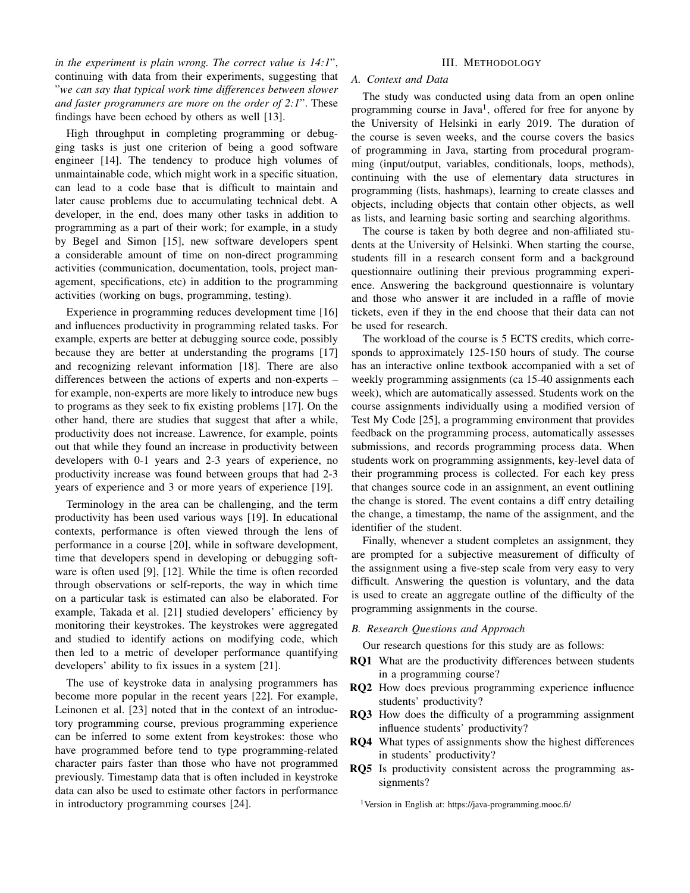*in the experiment is plain wrong. The correct value is 14:1*", continuing with data from their experiments, suggesting that "*we can say that typical work time differences between slower and faster programmers are more on the order of 2:1*". These findings have been echoed by others as well [13].

High throughput in completing programming or debugging tasks is just one criterion of being a good software engineer [14]. The tendency to produce high volumes of unmaintainable code, which might work in a specific situation, can lead to a code base that is difficult to maintain and later cause problems due to accumulating technical debt. A developer, in the end, does many other tasks in addition to programming as a part of their work; for example, in a study by Begel and Simon [15], new software developers spent a considerable amount of time on non-direct programming activities (communication, documentation, tools, project management, specifications, etc) in addition to the programming activities (working on bugs, programming, testing).

Experience in programming reduces development time [16] and influences productivity in programming related tasks. For example, experts are better at debugging source code, possibly because they are better at understanding the programs [17] and recognizing relevant information [18]. There are also differences between the actions of experts and non-experts – for example, non-experts are more likely to introduce new bugs to programs as they seek to fix existing problems [17]. On the other hand, there are studies that suggest that after a while, productivity does not increase. Lawrence, for example, points out that while they found an increase in productivity between developers with 0-1 years and 2-3 years of experience, no productivity increase was found between groups that had 2-3 years of experience and 3 or more years of experience [19].

Terminology in the area can be challenging, and the term productivity has been used various ways [19]. In educational contexts, performance is often viewed through the lens of performance in a course [20], while in software development, time that developers spend in developing or debugging software is often used [9], [12]. While the time is often recorded through observations or self-reports, the way in which time on a particular task is estimated can also be elaborated. For example, Takada et al. [21] studied developers' efficiency by monitoring their keystrokes. The keystrokes were aggregated and studied to identify actions on modifying code, which then led to a metric of developer performance quantifying developers' ability to fix issues in a system [21].

The use of keystroke data in analysing programmers has become more popular in the recent years [22]. For example, Leinonen et al. [23] noted that in the context of an introductory programming course, previous programming experience can be inferred to some extent from keystrokes: those who have programmed before tend to type programming-related character pairs faster than those who have not programmed previously. Timestamp data that is often included in keystroke data can also be used to estimate other factors in performance in introductory programming courses [24].

## III. Methodology

### A. Context and Data

The study was conducted using data from an open online programming course in Java[1], offered for free for anyone by the University of Helsinki in early 2019. The duration of the course is seven weeks, and the course covers the basics of programming in Java, starting from procedural programming (input/output, variables, conditionals, loops, methods), continuing with the use of elementary data structures in programming (lists, hashmaps), learning to create classes and objects, including objects that contain other objects, as well as lists, and learning basic sorting and searching algorithms.

The course is taken by both degree and non-affiliated students at the University of Helsinki. When starting the course, students fill in a research consent form and a background questionnaire outlining their previous programming experience. Answering the background questionnaire is voluntary and those who answer it are included in a raffle of movie tickets, even if they in the end choose that their data can not be used for research.

The workload of the course is 5 ECTS credits, which corresponds to approximately 125-150 hours of study. The course has an interactive online textbook accompanied with a set of weekly programming assignments (ca 15-40 assignments each week), which are automatically assessed. Students work on the course assignments individually using a modified version of Test My Code [25], a programming environment that provides feedback on the programming process, automatically assesses submissions, and records programming process data. When students work on programming assignments, key-level data of their programming process is collected. For each key press that changes source code in an assignment, an event outlining the change is stored. The event contains a diff entry detailing the change, a timestamp, the name of the assignment, and the identifier of the student.

Finally, whenever a student completes an assignment, they are prompted for a subjective measurement of difficulty of the assignment using a five-step scale from very easy to very difficult. Answering the question is voluntary, and the data is used to create an aggregate outline of the difficulty of the programming assignments in the course.

### B. Research Questions and Approach

Our research questions for this study are as follows:

- **RQ1** What are the productivity differences between students in a programming course?
- **RQ2** How does previous programming experience influence students' productivity?
- **RQ3** How does the difficulty of a programming assignment influence students' productivity?
- **RQ4** What types of assignments show the highest differences in students' productivity?
- **RQ5** Is productivity consistent across the programming assignments?

[1] Version in English at: https://java-programming.mooc.fi/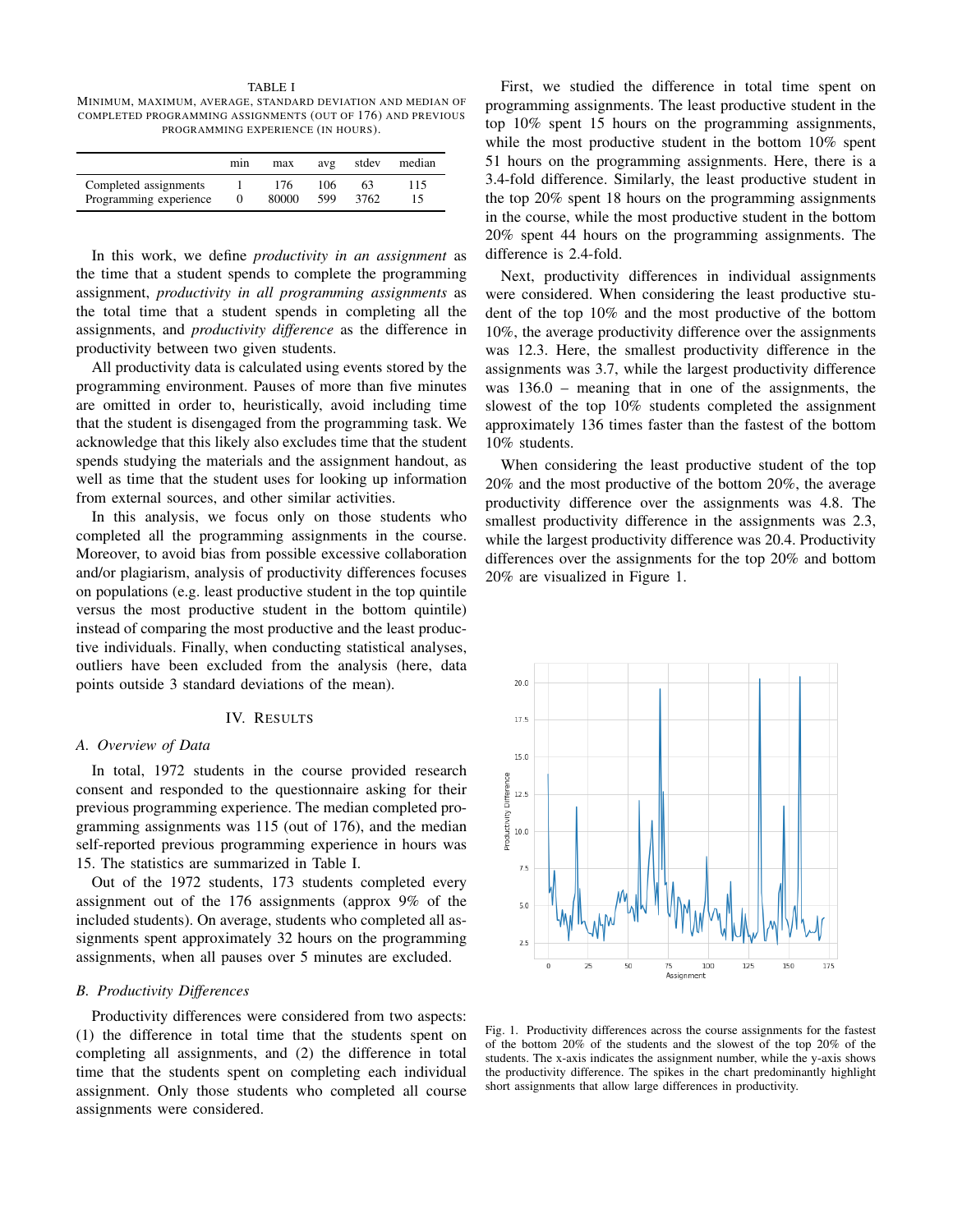TABLE I
MINIMUM, MAXIMUM, AVERAGE, STANDARD DEVIATION AND MEDIAN OF COMPLETED PROGRAMMING ASSIGNMENTS (OUT OF 176) AND PREVIOUS PROGRAMMING EXPERIENCE (IN HOURS).

| | min | max | avg | stdev | median |
|---|---|---|---|---|---|
| Completed assignments | 1 | 176 | 106 | 63 | 115 |
| Programming experience | 0 | 80000 | 599 | 3762 | 15 |

In this work, we define *productivity in an assignment* as the time that a student spends to complete the programming assignment, *productivity in all programming assignments* as the total time that a student spends in completing all the assignments, and *productivity difference* as the difference in productivity between two given students.

All productivity data is calculated using events stored by the programming environment. Pauses of more than five minutes are omitted in order to, heuristically, avoid including time that the student is disengaged from the programming task. We acknowledge that this likely also excludes time that the student spends studying the materials and the assignment handout, as well as time that the student uses for looking up information from external sources, and other similar activities.

In this analysis, we focus only on those students who completed all the programming assignments in the course. Moreover, to avoid bias from possible excessive collaboration and/or plagiarism, analysis of productivity differences focuses on populations (e.g. least productive student in the top quintile versus the most productive student in the bottom quintile) instead of comparing the most productive and the least productive individuals. Finally, when conducting statistical analyses, outliers have been excluded from the analysis (here, data points outside 3 standard deviations of the mean).

## IV. Results

### A. Overview of Data

In total, 1972 students in the course provided research consent and responded to the questionnaire asking for their previous programming experience. The median completed programming assignments was 115 (out of 176), and the median self-reported previous programming experience in hours was 15. The statistics are summarized in Table I.

Out of the 1972 students, 173 students completed every assignment out of the 176 assignments (approx 9% of the included students). On average, students who completed all assignments spent approximately 32 hours on the programming assignments, when all pauses over 5 minutes are excluded.

### B. Productivity Differences

Productivity differences were considered from two aspects: (1) the difference in total time that the students spent on completing all assignments, and (2) the difference in total time that the students spent on completing each individual assignment. Only those students who completed all course assignments were considered.

First, we studied the difference in total time spent on programming assignments. The least productive student in the top 10% spent 15 hours on the programming assignments, while the most productive student in the bottom 10% spent 51 hours on the programming assignments. Here, there is a 3.4-fold difference. Similarly, the least productive student in the top 20% spent 18 hours on the programming assignments in the course, while the most productive student in the bottom 20% spent 44 hours on the programming assignments. The difference is 2.4-fold.

Next, productivity differences in individual assignments were considered. When considering the least productive student of the top 10% and the most productive of the bottom 10%, the average productivity difference over the assignments was 12.3. Here, the smallest productivity difference in the assignments was 3.7, while the largest productivity difference was 136.0 – meaning that in one of the assignments, the slowest of the top 10% students completed the assignment approximately 136 times faster than the fastest of the bottom 10% students.

When considering the least productive student of the top 20% and the most productive of the bottom 20%, the average productivity difference over the assignments was 4.8. The smallest productivity difference in the assignments was 2.3, while the largest productivity difference was 20.4. Productivity differences over the assignments for the top 20% and bottom 20% are visualized in Figure 1.

Fig. 1. Productivity differences across the course assignments for the fastest of the bottom 20% of the students and the slowest of the top 20% of the students. The x-axis indicates the assignment number, while the y-axis shows the productivity difference. The spikes in the chart predominantly highlight short assignments that allow large differences in productivity.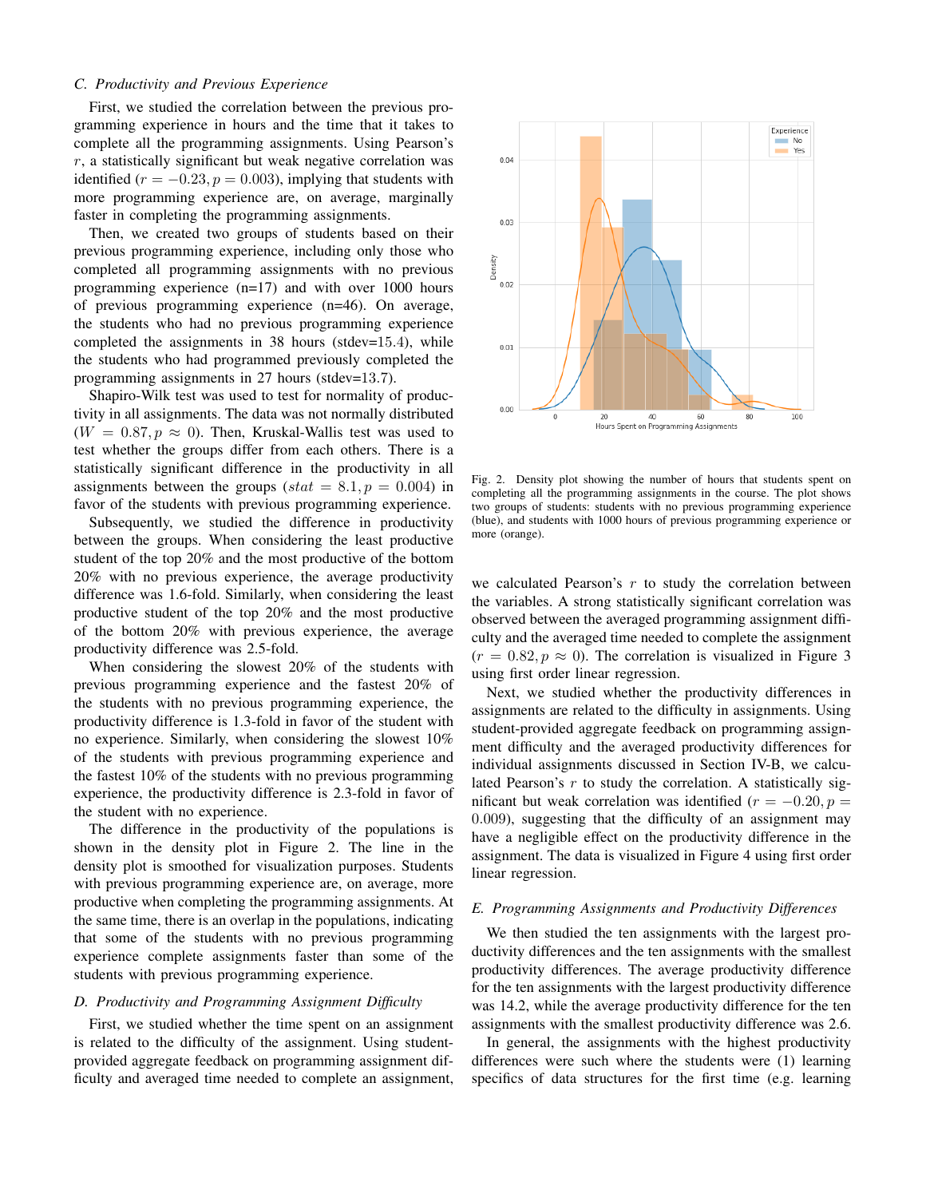### C. Productivity and Previous Experience

First, we studied the correlation between the previous programming experience in hours and the time that it takes to complete all the programming assignments. Using Pearson's $r$, a statistically significant but weak negative correlation was identified ($r = -0.23, p = 0.003$), implying that students with more programming experience are, on average, marginally faster in completing the programming assignments.

Then, we created two groups of students based on their previous programming experience, including only those who completed all programming assignments with no previous programming experience (n=17) and with over 1000 hours of previous programming experience (n=46). On average, the students who had no previous programming experience completed the assignments in 38 hours (stdev=15.4), while the students who had programmed previously completed the programming assignments in 27 hours (stdev=13.7).

Shapiro-Wilk test was used to test for normality of productivity in all assignments. The data was not normally distributed ($W = 0.87, p \approx 0$). Then, Kruskal-Wallis test was used to test whether the groups differ from each others. There is a statistically significant difference in the productivity in all assignments between the groups ($stat = 8.1, p = 0.004$) in favor of the students with previous programming experience.

Subsequently, we studied the difference in productivity between the groups. When considering the least productive student of the top 20% and the most productive of the bottom 20% with no previous experience, the average productivity difference was 1.6-fold. Similarly, when considering the least productive student of the top 20% and the most productive of the bottom 20% with previous experience, the average productivity difference was 2.5-fold.

When considering the slowest 20% of the students with previous programming experience and the fastest 20% of the students with no previous programming experience, the productivity difference is 1.3-fold in favor of the student with no experience. Similarly, when considering the slowest 10% of the students with previous programming experience and the fastest 10% of the students with no previous programming experience, the productivity difference is 2.3-fold in favor of the student with no experience.

The difference in the productivity of the populations is shown in the density plot in Figure 2. The line in the density plot is smoothed for visualization purposes. Students with previous programming experience are, on average, more productive when completing the programming assignments. At the same time, there is an overlap in the populations, indicating that some of the students with no previous programming experience complete assignments faster than some of the students with previous programming experience.

Fig. 2. Density plot showing the number of hours that students spent on completing all the programming assignments in the course. The plot shows two groups of students: students with no previous programming experience (blue), and students with 1000 hours of previous programming experience or more (orange).

### D. Productivity and Programming Assignment Difficulty

First, we studied whether the time spent on an assignment is related to the difficulty of the assignment. Using student-provided aggregate feedback on programming assignment difficulty and averaged time needed to complete an assignment, we calculated Pearson's $r$ to study the correlation between the variables. A strong statistically significant correlation was observed between the averaged programming assignment difficulty and the averaged time needed to complete the assignment ($r = 0.82, p \approx 0$). The correlation is visualized in Figure 3 using first order linear regression.

Next, we studied whether the productivity differences in assignments are related to the difficulty in assignments. Using student-provided aggregate feedback on programming assignment difficulty and the averaged productivity differences for individual assignments discussed in Section IV-B, we calculated Pearson's $r$ to study the correlation. A statistically significant but weak correlation was identified ($r = -0.20, p = 0.009$), suggesting that the difficulty of an assignment may have a negligible effect on the productivity difference in the assignment. The data is visualized in Figure 4 using first order linear regression.

### E. Programming Assignments and Productivity Differences

We then studied the ten assignments with the largest productivity differences and the ten assignments with the smallest productivity differences. The average productivity difference for the ten assignments with the largest productivity difference was 14.2, while the average productivity difference for the ten assignments with the smallest productivity difference was 2.6.

In general, the assignments with the highest productivity differences were such where the students were (1) learning specifics of data structures for the first time (e.g. learning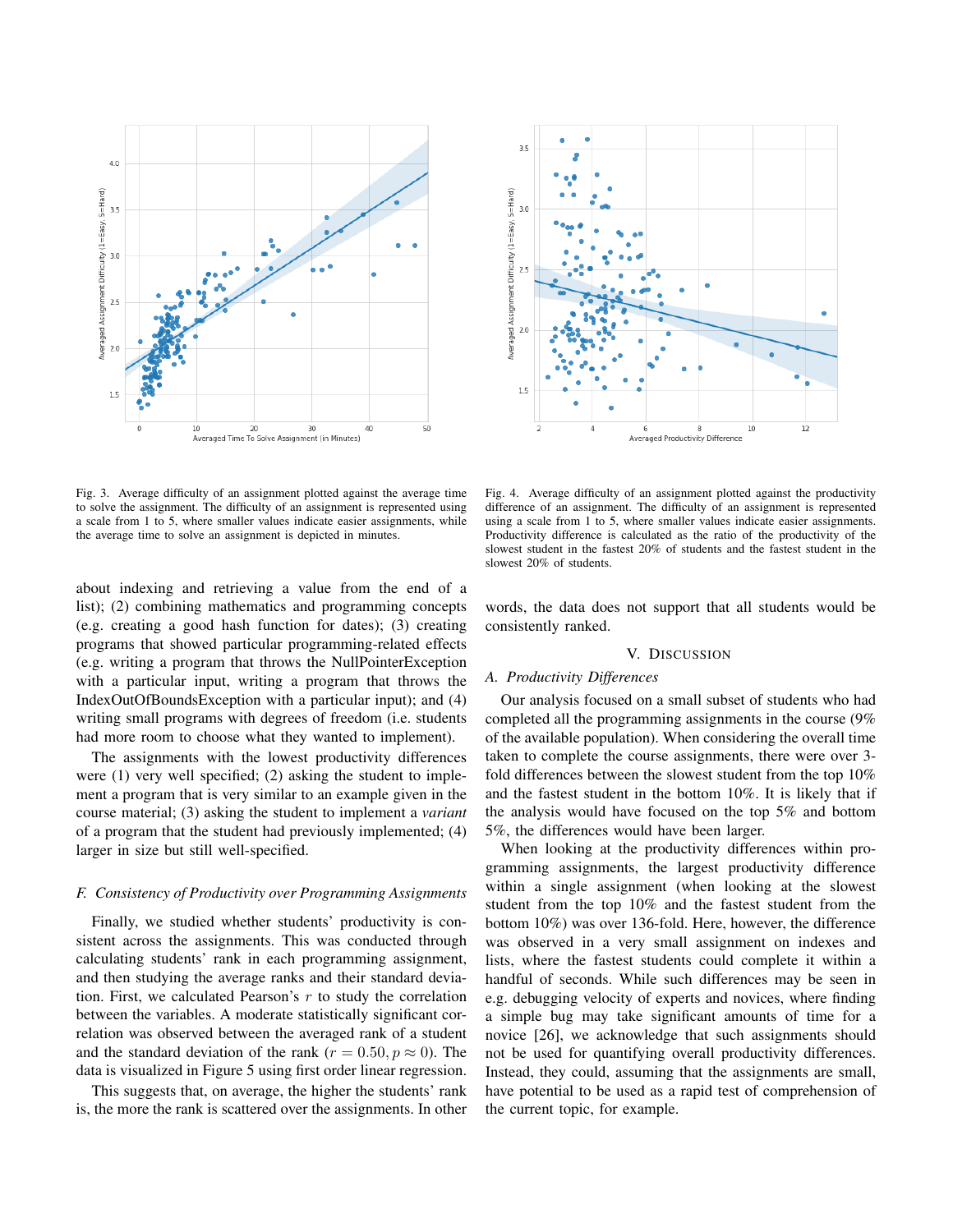Fig. 3. Average difficulty of an assignment plotted against the average time to solve the assignment. The difficulty of an assignment is represented using a scale from 1 to 5, where smaller values indicate easier assignments, while the average time to solve an assignment is depicted in minutes.

Fig. 4. Average difficulty of an assignment plotted against the productivity difference of an assignment. The difficulty of an assignment is represented using a scale from 1 to 5, where smaller values indicate easier assignments. Productivity difference is calculated as the ratio of the productivity of the slowest student in the fastest 20% of students and the fastest student in the slowest 20% of students.

about indexing and retrieving a value from the end of a list); (2) combining mathematics and programming concepts (e.g. creating a good hash function for dates); (3) creating programs that showed particular programming-related effects (e.g. writing a program that throws the NullPointerException with a particular input, writing a program that throws the IndexOutOfBoundsException with a particular input); and (4) writing small programs with degrees of freedom (i.e. students had more room to choose what they wanted to implement).

The assignments with the lowest productivity differences were (1) very well specified; (2) asking the student to implement a program that is very similar to an example given in the course material; (3) asking the student to implement a *variant* of a program that the student had previously implemented; (4) larger in size but still well-specified.

### *F. Consistency of Productivity over Programming Assignments*

Finally, we studied whether students' productivity is consistent across the assignments. This was conducted through calculating students' rank in each programming assignment, and then studying the average ranks and their standard deviation. First, we calculated Pearson's $r$ to study the correlation between the variables. A moderate statistically significant correlation was observed between the averaged rank of a student and the standard deviation of the rank ($r = 0.50, p \approx 0$). The data is visualized in Figure 5 using first order linear regression.

This suggests that, on average, the higher the students' rank is, the more the rank is scattered over the assignments. In other words, the data does not support that all students would be consistently ranked.

## V. Discussion

### *A. Productivity Differences*

Our analysis focused on a small subset of students who had completed all the programming assignments in the course (9% of the available population). When considering the overall time taken to complete the course assignments, there were over 3-fold differences between the slowest student from the top 10% and the fastest student in the bottom 10%. It is likely that if the analysis would have focused on the top 5% and bottom 5%, the differences would have been larger.

When looking at the productivity differences within programming assignments, the largest productivity difference within a single assignment (when looking at the slowest student from the top 10% and the fastest student from the bottom 10%) was over 136-fold. Here, however, the difference was observed in a very small assignment on indexes and lists, where the fastest students could complete it within a handful of seconds. While such differences may be seen in e.g. debugging velocity of experts and novices, where finding a simple bug may take significant amounts of time for a novice [26], we acknowledge that such assignments should not be used for quantifying overall productivity differences. Instead, they could, assuming that the assignments are small, have potential to be used as a rapid test of comprehension of the current topic, for example.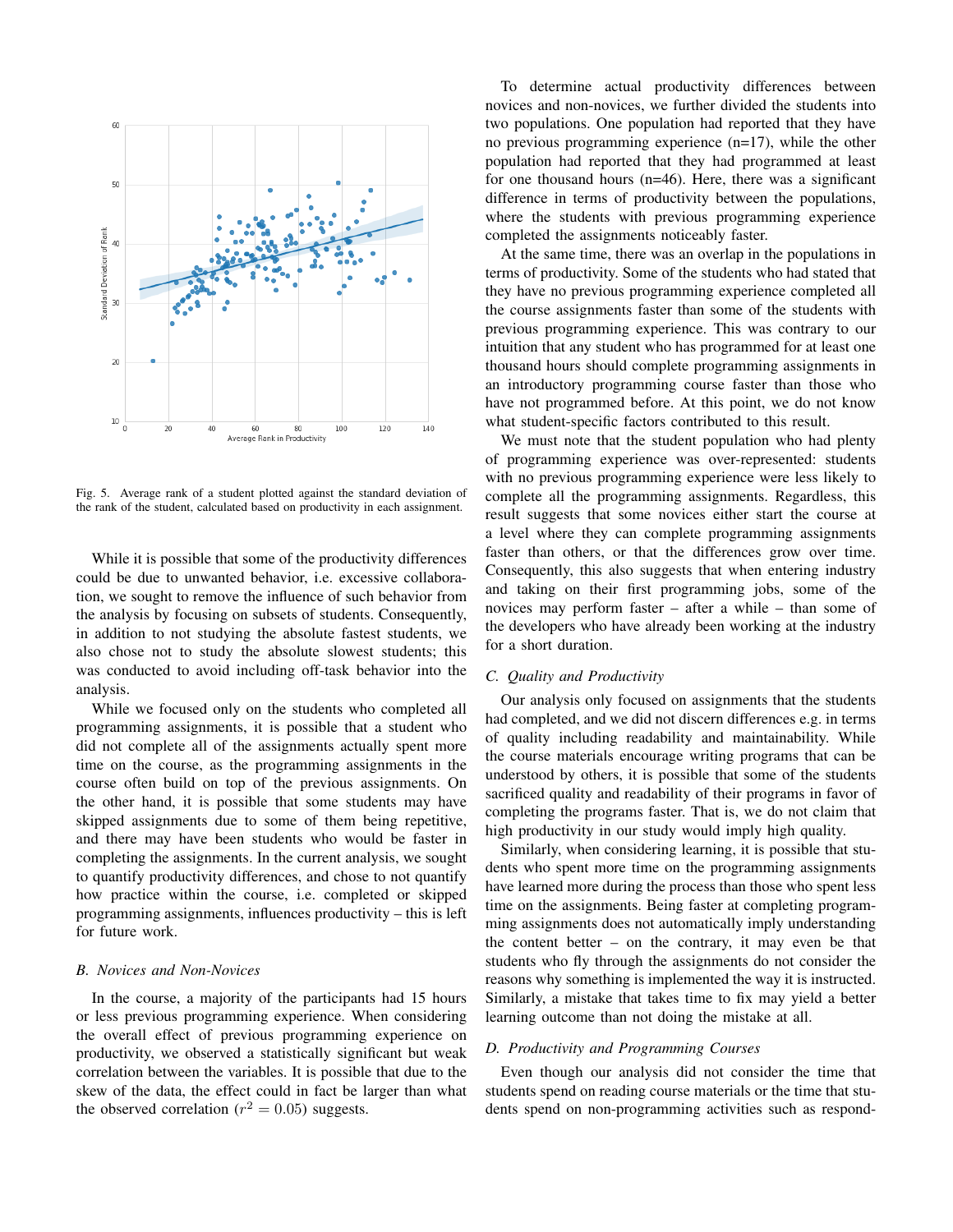Fig. 5. Average rank of a student plotted against the standard deviation of the rank of the student, calculated based on productivity in each assignment.

While it is possible that some of the productivity differences could be due to unwanted behavior, i.e. excessive collaboration, we sought to remove the influence of such behavior from the analysis by focusing on subsets of students. Consequently, in addition to not studying the absolute fastest students, we also chose not to study the absolute slowest students; this was conducted to avoid including off-task behavior into the analysis.

While we focused only on the students who completed all programming assignments, it is possible that a student who did not complete all of the assignments actually spent more time on the course, as the programming assignments in the course often build on top of the previous assignments. On the other hand, it is possible that some students may have skipped assignments due to some of them being repetitive, and there may have been students who would be faster in completing the assignments. In the current analysis, we sought to quantify productivity differences, and chose to not quantify how practice within the course, i.e. completed or skipped programming assignments, influences productivity – this is left for future work.

### B. Novices and Non-Novices

In the course, a majority of the participants had 15 hours or less previous programming experience. When considering the overall effect of previous programming experience on productivity, we observed a statistically significant but weak correlation between the variables. It is possible that due to the skew of the data, the effect could in fact be larger than what the observed correlation ($r^2 = 0.05$) suggests.

To determine actual productivity differences between novices and non-novices, we further divided the students into two populations. One population had reported that they have no previous programming experience (n=17), while the other population had reported that they had programmed at least for one thousand hours (n=46). Here, there was a significant difference in terms of productivity between the populations, where the students with previous programming experience completed the assignments noticeably faster.

At the same time, there was an overlap in the populations in terms of productivity. Some of the students who had stated that they have no previous programming experience completed all the course assignments faster than some of the students with previous programming experience. This was contrary to our intuition that any student who has programmed for at least one thousand hours should complete programming assignments in an introductory programming course faster than those who have not programmed before. At this point, we do not know what student-specific factors contributed to this result.

We must note that the student population who had plenty of programming experience was over-represented: students with no previous programming experience were less likely to complete all the programming assignments. Regardless, this result suggests that some novices either start the course at a level where they can complete programming assignments faster than others, or that the differences grow over time. Consequently, this also suggests that when entering industry and taking on their first programming jobs, some of the novices may perform faster – after a while – than some of the developers who have already been working at the industry for a short duration.

### C. Quality and Productivity

Our analysis only focused on assignments that the students had completed, and we did not discern differences e.g. in terms of quality including readability and maintainability. While the course materials encourage writing programs that can be understood by others, it is possible that some of the students sacrificed quality and readability of their programs in favor of completing the programs faster. That is, we do not claim that high productivity in our study would imply high quality.

Similarly, when considering learning, it is possible that students who spent more time on the programming assignments have learned more during the process than those who spent less time on the assignments. Being faster at completing programming assignments does not automatically imply understanding the content better – on the contrary, it may even be that students who fly through the assignments do not consider the reasons why something is implemented the way it is instructed. Similarly, a mistake that takes time to fix may yield a better learning outcome than not doing the mistake at all.

### D. Productivity and Programming Courses

Even though our analysis did not consider the time that students spend on reading course materials or the time that students spend on non-programming activities such as respond-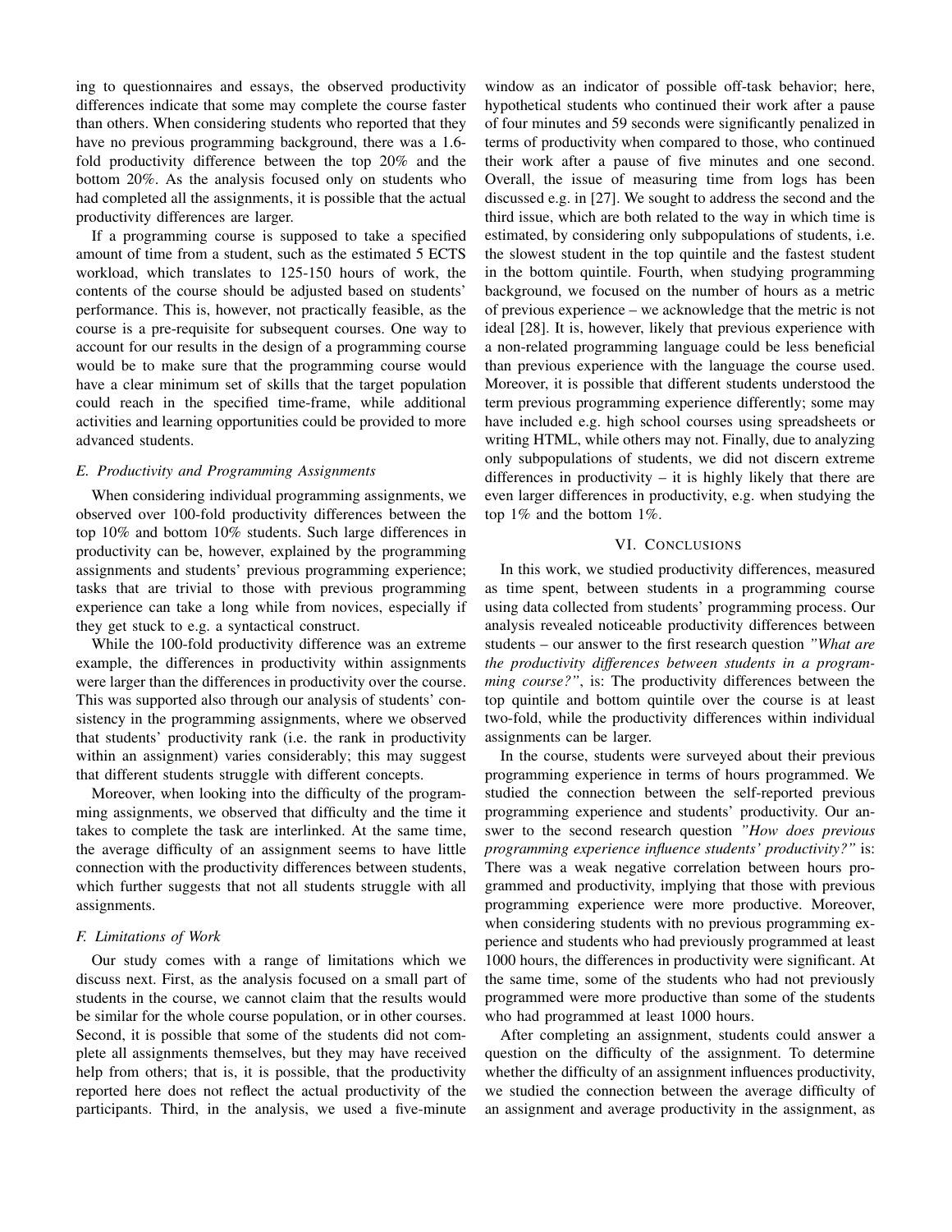ing to questionnaires and essays, the observed productivity differences indicate that some may complete the course faster than others. When considering students who reported that they have no previous programming background, there was a 1.6-fold productivity difference between the top 20% and the bottom 20%. As the analysis focused only on students who had completed all the assignments, it is possible that the actual productivity differences are larger.

If a programming course is supposed to take a specified amount of time from a student, such as the estimated 5 ECTS workload, which translates to 125-150 hours of work, the contents of the course should be adjusted based on students' performance. This is, however, not practically feasible, as the course is a pre-requisite for subsequent courses. One way to account for our results in the design of a programming course would be to make sure that the programming course would have a clear minimum set of skills that the target population could reach in the specified time-frame, while additional activities and learning opportunities could be provided to more advanced students.

### *E. Productivity and Programming Assignments*

When considering individual programming assignments, we observed over 100-fold productivity differences between the top 10% and bottom 10% students. Such large differences in productivity can be, however, explained by the programming assignments and students' previous programming experience; tasks that are trivial to those with previous programming experience can take a long while from novices, especially if they get stuck to e.g. a syntactical construct.

While the 100-fold productivity difference was an extreme example, the differences in productivity within assignments were larger than the differences in productivity over the course. This was supported also through our analysis of students' consistency in the programming assignments, where we observed that students' productivity rank (i.e. the rank in productivity within an assignment) varies considerably; this may suggest that different students struggle with different concepts.

Moreover, when looking into the difficulty of the programming assignments, we observed that difficulty and the time it takes to complete the task are interlinked. At the same time, the average difficulty of an assignment seems to have little connection with the productivity differences between students, which further suggests that not all students struggle with all assignments.

### *F. Limitations of Work*

Our study comes with a range of limitations which we discuss next. First, as the analysis focused on a small part of students in the course, we cannot claim that the results would be similar for the whole course population, or in other courses. Second, it is possible that some of the students did not complete all assignments themselves, but they may have received help from others; that is, it is possible, that the productivity reported here does not reflect the actual productivity of the participants. Third, in the analysis, we used a five-minute window as an indicator of possible off-task behavior; here, hypothetical students who continued their work after a pause of four minutes and 59 seconds were significantly penalized in terms of productivity when compared to those, who continued their work after a pause of five minutes and one second. Overall, the issue of measuring time from logs has been discussed e.g. in [27]. We sought to address the second and the third issue, which are both related to the way in which time is estimated, by considering only subpopulations of students, i.e. the slowest student in the top quintile and the fastest student in the bottom quintile. Fourth, when studying programming background, we focused on the number of hours as a metric of previous experience – we acknowledge that the metric is not ideal [28]. It is, however, likely that previous experience with a non-related programming language could be less beneficial than previous experience with the language the course used. Moreover, it is possible that different students understood the term previous programming experience differently; some may have included e.g. high school courses using spreadsheets or writing HTML, while others may not. Finally, due to analyzing only subpopulations of students, we did not discern extreme differences in productivity – it is highly likely that there are even larger differences in productivity, e.g. when studying the top 1% and the bottom 1%.

## VI. Conclusions

In this work, we studied productivity differences, measured as time spent, between students in a programming course using data collected from students' programming process. Our analysis revealed noticeable productivity differences between students – our answer to the first research question *"What are the productivity differences between students in a programming course?"*, is: The productivity differences between the top quintile and bottom quintile over the course is at least two-fold, while the productivity differences within individual assignments can be larger.

In the course, students were surveyed about their previous programming experience in terms of hours programmed. We studied the connection between the self-reported previous programming experience and students' productivity. Our answer to the second research question *"How does previous programming experience influence students' productivity?"* is: There was a weak negative correlation between hours programmed and productivity, implying that those with previous programming experience were more productive. Moreover, when considering students with no previous programming experience and students who had previously programmed at least 1000 hours, the differences in productivity were significant. At the same time, some of the students who had not previously programmed were more productive than some of the students who had programmed at least 1000 hours.

After completing an assignment, students could answer a question on the difficulty of the assignment. To determine whether the difficulty of an assignment influences productivity, we studied the connection between the average difficulty of an assignment and average productivity in the assignment, as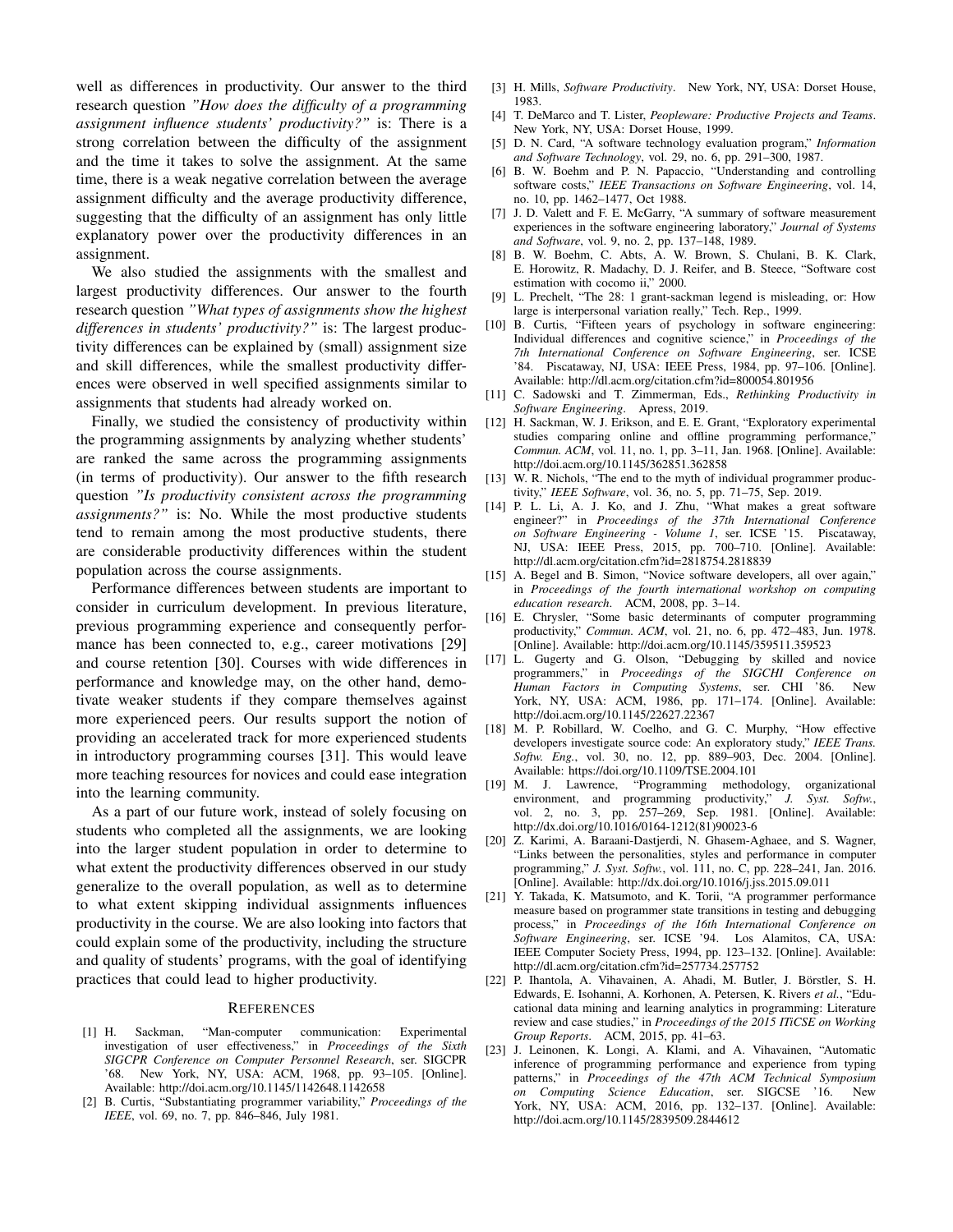well as differences in productivity. Our answer to the third research question *"How does the difficulty of a programming assignment influence students' productivity?"* is: There is a strong correlation between the difficulty of the assignment and the time it takes to solve the assignment. At the same time, there is a weak negative correlation between the average assignment difficulty and the average productivity difference, suggesting that the difficulty of an assignment has only little explanatory power over the productivity differences in an assignment.

We also studied the assignments with the smallest and largest productivity differences. Our answer to the fourth research question *"What types of assignments show the highest differences in students' productivity?"* is: The largest productivity differences can be explained by (small) assignment size and skill differences, while the smallest productivity differences were observed in well specified assignments similar to assignments that students had already worked on.

Finally, we studied the consistency of productivity within the programming assignments by analyzing whether students' are ranked the same across the programming assignments (in terms of productivity). Our answer to the fifth research question *"Is productivity consistent across the programming assignments?"* is: No. While the most productive students tend to remain among the most productive students, there are considerable productivity differences within the student population across the course assignments.

Performance differences between students are important to consider in curriculum development. In previous literature, previous programming experience and consequently performance has been connected to, e.g., career motivations [29] and course retention [30]. Courses with wide differences in performance and knowledge may, on the other hand, demotivate weaker students if they compare themselves against more experienced peers. Our results support the notion of providing an accelerated track for more experienced students in introductory programming courses [31]. This would leave more teaching resources for novices and could ease integration into the learning community.

As a part of our future work, instead of solely focusing on students who completed all the assignments, we are looking into the larger student population in order to determine to what extent the productivity differences observed in our study generalize to the overall population, as well as to determine to what extent skipping individual assignments influences productivity in the course. We are also looking into factors that could explain some of the productivity, including the structure and quality of students' programs, with the goal of identifying practices that could lead to higher productivity.

## References

[1] H. Sackman, "Man-computer communication: Experimental investigation of user effectiveness," in *Proceedings of the Sixth SIGCPR Conference on Computer Personnel Research*, ser. SIGCPR '68. New York, NY, USA: ACM, 1968, pp. 93–105. [Online]. Available: http://doi.acm.org/10.1145/1142648.1142658

[2] B. Curtis, "Substantiating programmer variability," *Proceedings of the IEEE*, vol. 69, no. 7, pp. 846–846, July 1981.

[3] H. Mills, *Software Productivity*. New York, NY, USA: Dorset House, 1983.

[4] T. DeMarco and T. Lister, *Peopleware: Productive Projects and Teams*. New York, NY, USA: Dorset House, 1999.

[5] D. N. Card, "A software technology evaluation program," *Information and Software Technology*, vol. 29, no. 6, pp. 291–300, 1987.

[6] B. W. Boehm and P. N. Papaccio, "Understanding and controlling software costs," *IEEE Transactions on Software Engineering*, vol. 14, no. 10, pp. 1462–1477, Oct 1988.

[7] J. D. Valett and F. E. McGarry, "A summary of software measurement experiences in the software engineering laboratory," *Journal of Systems and Software*, vol. 9, no. 2, pp. 137–148, 1989.

[8] B. W. Boehm, C. Abts, A. W. Brown, S. Chulani, B. K. Clark, E. Horowitz, R. Madachy, D. J. Reifer, and B. Steece, "Software cost estimation with cocomo ii," 2000.

[9] L. Prechelt, "The 28: 1 grant-sackman legend is misleading, or: How large is interpersonal variation really," Tech. Rep., 1999.

[10] B. Curtis, "Fifteen years of psychology in software engineering: Individual differences and cognitive science," in *Proceedings of the 7th International Conference on Software Engineering*, ser. ICSE '84. Piscataway, NJ, USA: IEEE Press, 1984, pp. 97–106. [Online]. Available: http://dl.acm.org/citation.cfm?id=800054.801956

[11] C. Sadowski and T. Zimmerman, Eds., *Rethinking Productivity in Software Engineering*. Apress, 2019.

[12] H. Sackman, W. J. Erikson, and E. E. Grant, "Exploratory experimental studies comparing online and offline programming performance," *Commun. ACM*, vol. 11, no. 1, pp. 3–11, Jan. 1968. [Online]. Available: http://doi.acm.org/10.1145/362851.362858

[13] W. R. Nichols, "The end to the myth of individual programmer productivity," *IEEE Software*, vol. 36, no. 5, pp. 71–75, Sep. 2019.

[14] P. L. Li, A. J. Ko, and J. Zhu, "What makes a great software engineer?" in *Proceedings of the 37th International Conference on Software Engineering - Volume 1*, ser. ICSE '15. Piscataway, NJ, USA: IEEE Press, 2015, pp. 700–710. [Online]. Available: http://dl.acm.org/citation.cfm?id=2818754.2818839

[15] A. Begel and B. Simon, "Novice software developers, all over again," in *Proceedings of the fourth international workshop on computing education research*. ACM, 2008, pp. 3–14.

[16] E. Chrysler, "Some basic determinants of computer programming productivity," *Commun. ACM*, vol. 21, no. 6, pp. 472–483, Jun. 1978. [Online]. Available: http://doi.acm.org/10.1145/359511.359523

[17] L. Gugerty and G. Olson, "Debugging by skilled and novice programmers," in *Proceedings of the SIGCHI Conference on Human Factors in Computing Systems*, ser. CHI '86. New York, NY, USA: ACM, 1986, pp. 171–174. [Online]. Available: http://doi.acm.org/10.1145/22627.22367

[18] M. P. Robillard, W. Coelho, and G. C. Murphy, "How effective developers investigate source code: An exploratory study," *IEEE Trans. Softw. Eng.*, vol. 30, no. 12, pp. 889–903, Dec. 2004. [Online]. Available: https://doi.org/10.1109/TSE.2004.101

[19] M. J. Lawrence, "Programming methodology, organizational environment, and programming productivity," *J. Syst. Softw.*, vol. 2, no. 3, pp. 257–269, Sep. 1981. [Online]. Available: http://dx.doi.org/10.1016/0164-1212(81)90023-6

[20] Z. Karimi, A. Baraani-Dastjerdi, N. Ghasem-Aghaee, and S. Wagner, "Links between the personalities, styles and performance in computer programming," *J. Syst. Softw.*, vol. 111, no. C, pp. 228–241, Jan. 2016. [Online]. Available: http://dx.doi.org/10.1016/j.jss.2015.09.011

[21] Y. Takada, K. Matsumoto, and K. Torii, "A programmer performance measure based on programmer state transitions in testing and debugging process," in *Proceedings of the 16th International Conference on Software Engineering*, ser. ICSE '94. Los Alamitos, CA, USA: IEEE Computer Society Press, 1994, pp. 123–132. [Online]. Available: http://dl.acm.org/citation.cfm?id=257734.257752

[22] P. Ihantola, A. Vihavainen, A. Ahadi, M. Butler, J. Börstler, S. H. Edwards, E. Isohanni, A. Korhonen, A. Petersen, K. Rivers *et al.*, "Educational data mining and learning analytics in programming: Literature review and case studies," in *Proceedings of the 2015 ITiCSE on Working Group Reports*. ACM, 2015, pp. 41–63.

[23] J. Leinonen, K. Longi, A. Klami, and A. Vihavainen, "Automatic inference of programming performance and experience from typing patterns," in *Proceedings of the 47th ACM Technical Symposium on Computing Science Education*, ser. SIGCSE '16. New York, NY, USA: ACM, 2016, pp. 132–137. [Online]. Available: http://doi.acm.org/10.1145/2839509.2844612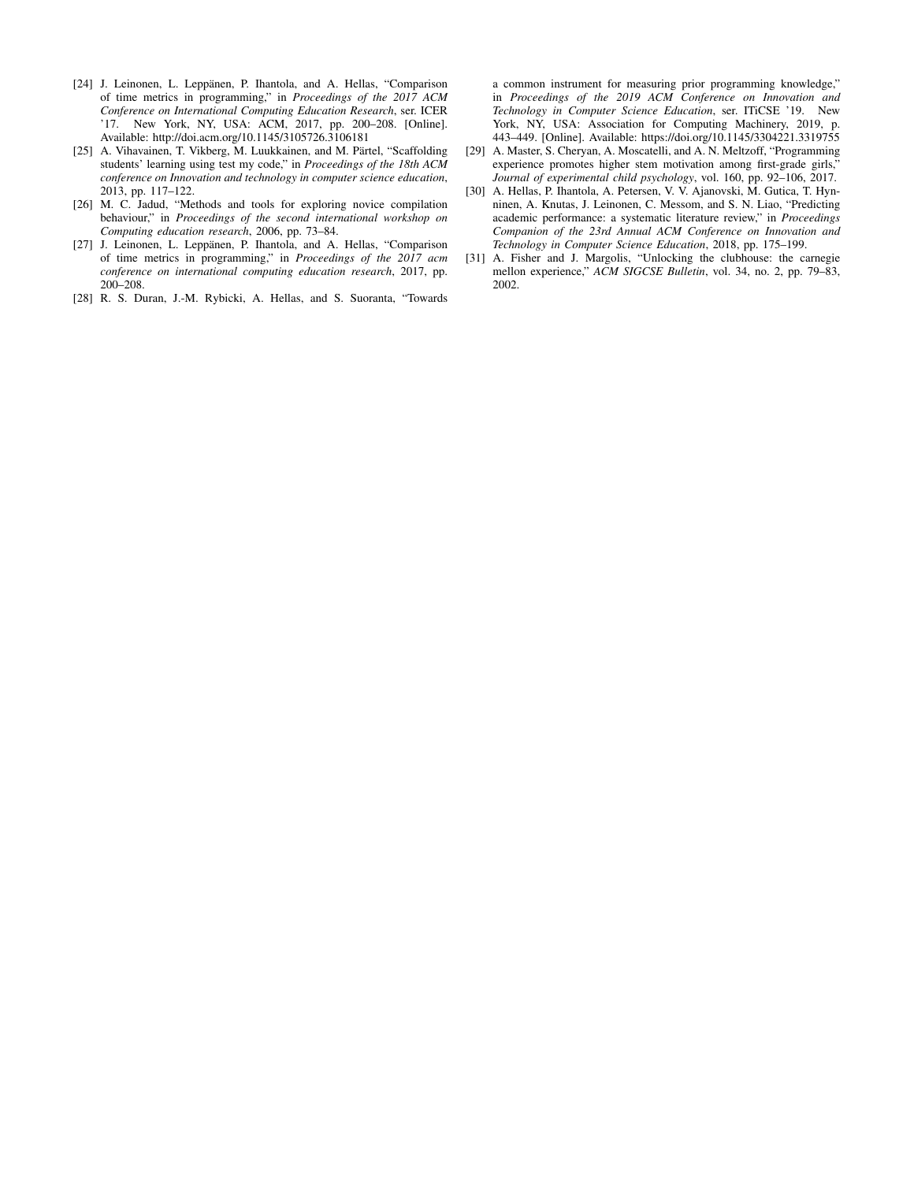[24] J. Leinonen, L. Leppänen, P. Ihantola, and A. Hellas, "Comparison of time metrics in programming," in *Proceedings of the 2017 ACM Conference on International Computing Education Research*, ser. ICER '17. New York, NY, USA: ACM, 2017, pp. 200–208. [Online]. Available: http://doi.acm.org/10.1145/3105726.3106181

[25] A. Vihavainen, T. Vikberg, M. Luukkainen, and M. Pärtel, "Scaffolding students' learning using test my code," in *Proceedings of the 18th ACM conference on Innovation and technology in computer science education*, 2013, pp. 117–122.

[26] M. C. Jadud, "Methods and tools for exploring novice compilation behaviour," in *Proceedings of the second international workshop on Computing education research*, 2006, pp. 73–84.

[27] J. Leinonen, L. Leppänen, P. Ihantola, and A. Hellas, "Comparison of time metrics in programming," in *Proceedings of the 2017 acm conference on international computing education research*, 2017, pp. 200–208.

[28] R. S. Duran, J.-M. Rybicki, A. Hellas, and S. Suoranta, "Towards a common instrument for measuring prior programming knowledge," in *Proceedings of the 2019 ACM Conference on Innovation and Technology in Computer Science Education*, ser. ITiCSE '19. New York, NY, USA: Association for Computing Machinery, 2019, p. 443–449. [Online]. Available: https://doi.org/10.1145/3304221.3319755

[29] A. Master, S. Cheryan, A. Moscatelli, and A. N. Meltzoff, "Programming experience promotes higher stem motivation among first-grade girls," *Journal of experimental child psychology*, vol. 160, pp. 92–106, 2017.

[30] A. Hellas, P. Ihantola, A. Petersen, V. V. Ajanovski, M. Gutica, T. Hynninen, A. Knutas, J. Leinonen, C. Messom, and S. N. Liao, "Predicting academic performance: a systematic literature review," in *Proceedings Companion of the 23rd Annual ACM Conference on Innovation and Technology in Computer Science Education*, 2018, pp. 175–199.

[31] A. Fisher and J. Margolis, "Unlocking the clubhouse: the carnegie mellon experience," *ACM SIGCSE Bulletin*, vol. 34, no. 2, pp. 79–83, 2002.